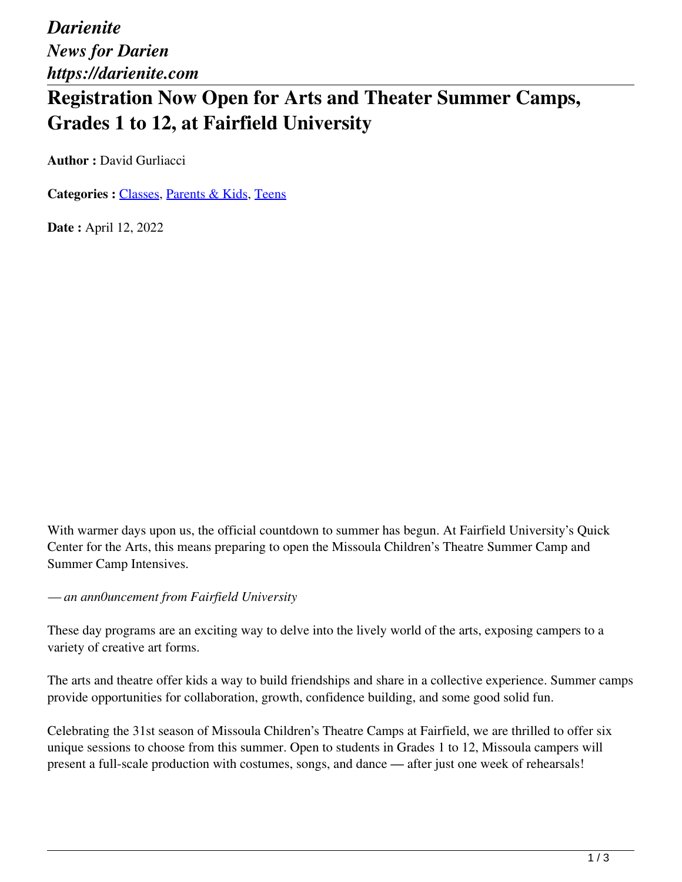*Darienite*
*News for Darien*
*https://darienite.com*

# Registration Now Open for Arts and Theater Summer Camps, Grades 1 to 12, at Fairfield University

**Author :** David Gurliacci

**Categories :** Classes, Parents & Kids, Teens

**Date :** April 12, 2022

With warmer days upon us, the official countdown to summer has begun. At Fairfield University's Quick Center for the Arts, this means preparing to open the Missoula Children's Theatre Summer Camp and Summer Camp Intensives.

*— an ann0uncement from Fairfield University*

These day programs are an exciting way to delve into the lively world of the arts, exposing campers to a variety of creative art forms.

The arts and theatre offer kids a way to build friendships and share in a collective experience. Summer camps provide opportunities for collaboration, growth, confidence building, and some good solid fun.

Celebrating the 31st season of Missoula Children's Theatre Camps at Fairfield, we are thrilled to offer six unique sessions to choose from this summer. Open to students in Grades 1 to 12, Missoula campers will present a full-scale production with costumes, songs, and dance — after just one week of rehearsals!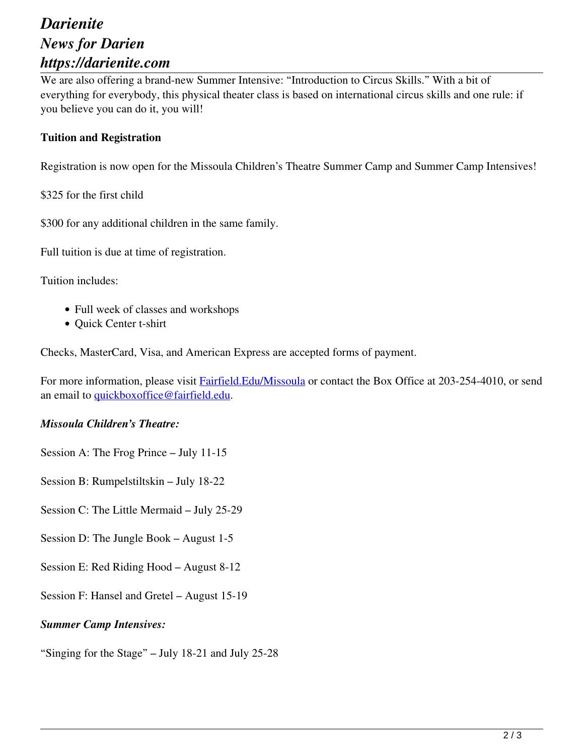We are also offering a brand-new Summer Intensive: "Introduction to Circus Skills." With a bit of everything for everybody, this physical theater class is based on international circus skills and one rule: if you believe you can do it, you will!

**Tuition and Registration**

Registration is now open for the Missoula Children's Theatre Summer Camp and Summer Camp Intensives!

$325 for the first child

$300 for any additional children in the same family.

Full tuition is due at time of registration.

Tuition includes:

- Full week of classes and workshops
- Quick Center t-shirt

Checks, MasterCard, Visa, and American Express are accepted forms of payment.

For more information, please visit [Fairfield.Edu/Missoula](Fairfield.Edu/Missoula) or contact the Box Office at 203-254-4010, or send an email to [quickboxoffice@fairfield.edu](mailto:quickboxoffice@fairfield.edu).

***Missoula Children's Theatre:***

Session A: The Frog Prince – July 11-15

Session B: Rumpelstiltskin – July 18-22

Session C: The Little Mermaid – July 25-29

Session D: The Jungle Book – August 1-5

Session E: Red Riding Hood – August 8-12

Session F: Hansel and Gretel – August 15-19

***Summer Camp Intensives:***

"Singing for the Stage" – July 18-21 and July 25-28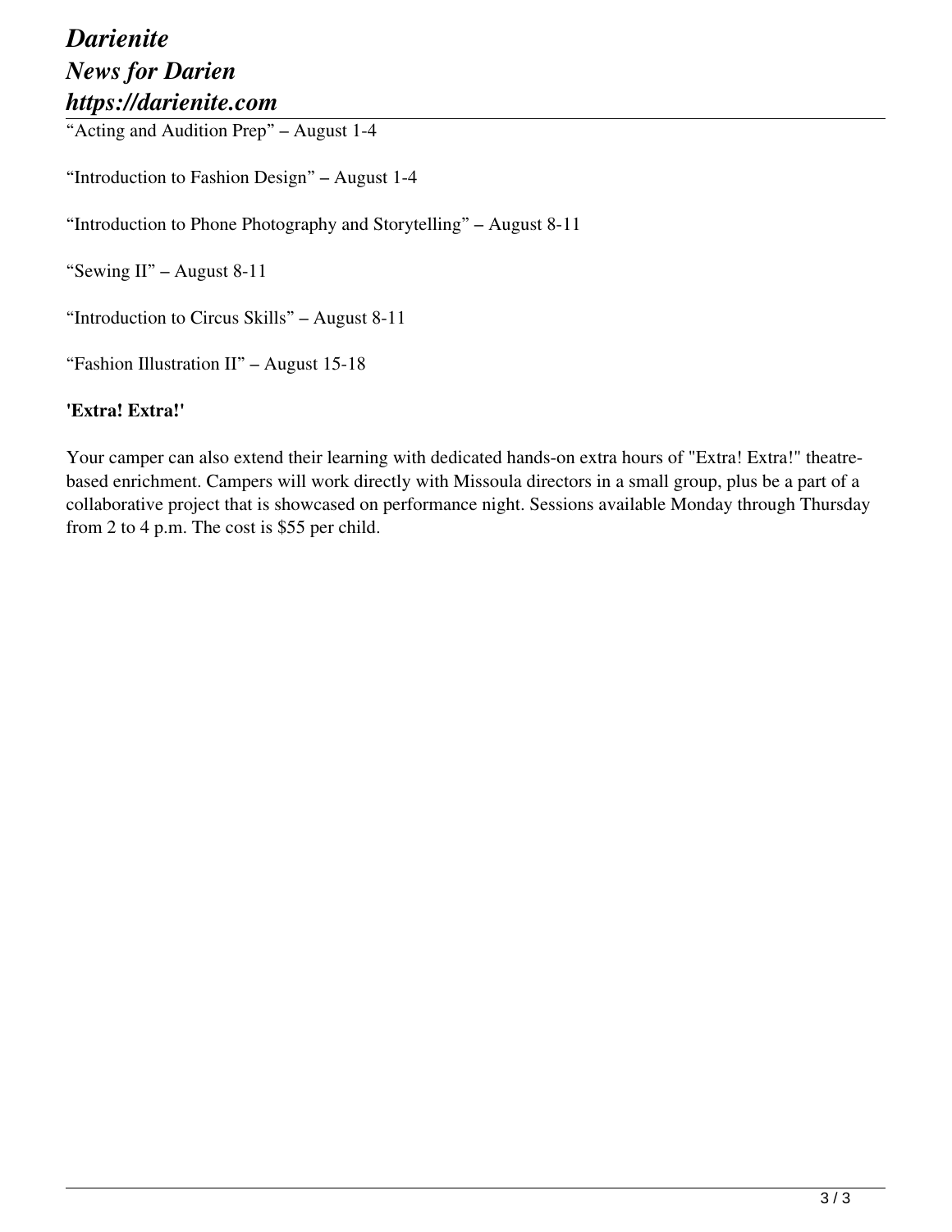"Acting and Audition Prep" – August 1-4

"Introduction to Fashion Design" – August 1-4

"Introduction to Phone Photography and Storytelling" – August 8-11

"Sewing II" – August 8-11

"Introduction to Circus Skills" – August 8-11

"Fashion Illustration II" – August 15-18

**'Extra! Extra!'**

Your camper can also extend their learning with dedicated hands-on extra hours of "Extra! Extra!" theatre-based enrichment. Campers will work directly with Missoula directors in a small group, plus be a part of a collaborative project that is showcased on performance night. Sessions available Monday through Thursday from 2 to 4 p.m. The cost is $55 per child.